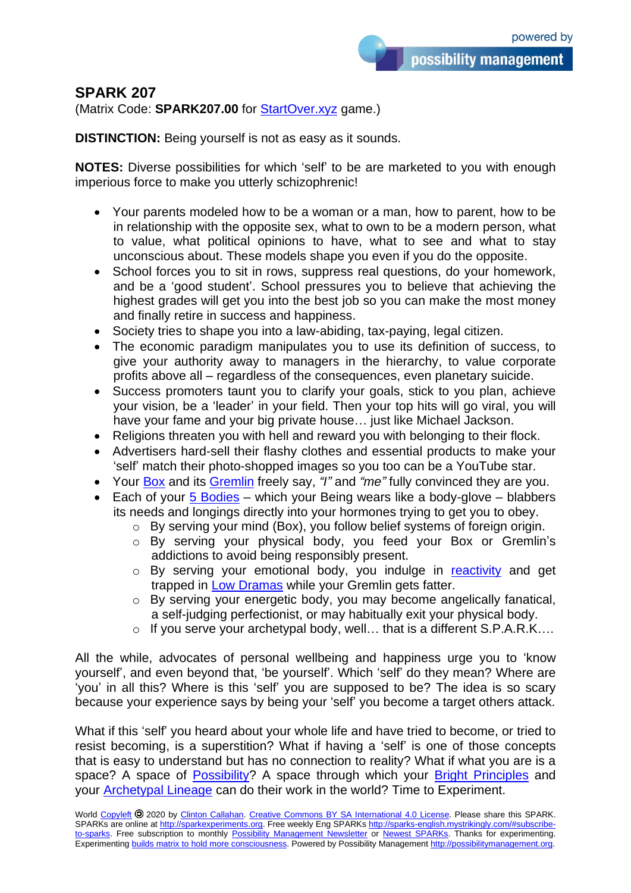## SPARK 207

(Matrix Code: **SPARK207.00** for StartOver.xyz game.)

**DISTINCTION:** Being yourself is not as easy as it sounds.

**NOTES:** Diverse possibilities for which 'self' to be are marketed to you with enough imperious force to make you utterly schizophrenic!

- Your parents modeled how to be a woman or a man, how to parent, how to be in relationship with the opposite sex, what to own to be a modern person, what to value, what political opinions to have, what to see and what to stay unconscious about. These models shape you even if you do the opposite.
- School forces you to sit in rows, suppress real questions, do your homework, and be a 'good student'. School pressures you to believe that achieving the highest grades will get you into the best job so you can make the most money and finally retire in success and happiness.
- Society tries to shape you into a law-abiding, tax-paying, legal citizen.
- The economic paradigm manipulates you to use its definition of success, to give your authority away to managers in the hierarchy, to value corporate profits above all – regardless of the consequences, even planetary suicide.
- Success promoters taunt you to clarify your goals, stick to you plan, achieve your vision, be a 'leader' in your field. Then your top hits will go viral, you will have your fame and your big private house… just like Michael Jackson.
- Religions threaten you with hell and reward you with belonging to their flock.
- Advertisers hard-sell their flashy clothes and essential products to make your 'self' match their photo-shopped images so you too can be a YouTube star.
- Your Box and its Gremlin freely say, *"I"* and *"me"* fully convinced they are you.
- Each of your 5 Bodies – which your Being wears like a body-glove – blabbers its needs and longings directly into your hormones trying to get you to obey.
    - By serving your mind (Box), you follow belief systems of foreign origin.
    - By serving your physical body, you feed your Box or Gremlin's addictions to avoid being responsibly present.
    - By serving your emotional body, you indulge in reactivity and get trapped in Low Dramas while your Gremlin gets fatter.
    - By serving your energetic body, you may become angelically fanatical, a self-judging perfectionist, or may habitually exit your physical body.
    - If you serve your archetypal body, well… that is a different S.P.A.R.K.…

All the while, advocates of personal wellbeing and happiness urge you to 'know yourself', and even beyond that, 'be yourself'. Which 'self' do they mean? Where are 'you' in all this? Where is this 'self' you are supposed to be? The idea is so scary because your experience says by being your 'self' you become a target others attack.

What if this 'self' you heard about your whole life and have tried to become, or tried to resist becoming, is a superstition? What if having a 'self' is one of those concepts that is easy to understand but has no connection to reality? What if what you are is a space? A space of Possibility? A space through which your Bright Principles and your Archetypal Lineage can do their work in the world? Time to Experiment.

World Copyleft 🄯 2020 by Clinton Callahan. Creative Commons BY SA International 4.0 License. Please share this SPARK. SPARKs are online at http://sparkexperiments.org. Free weekly Eng SPARKs http://sparks-english.mystrikingly.com/#subscribe-to-sparks. Free subscription to monthly Possibility Management Newsletter or Newest SPARKs. Thanks for experimenting. Experimenting builds matrix to hold more consciousness. Powered by Possibility Management http://possibilitymanagement.org.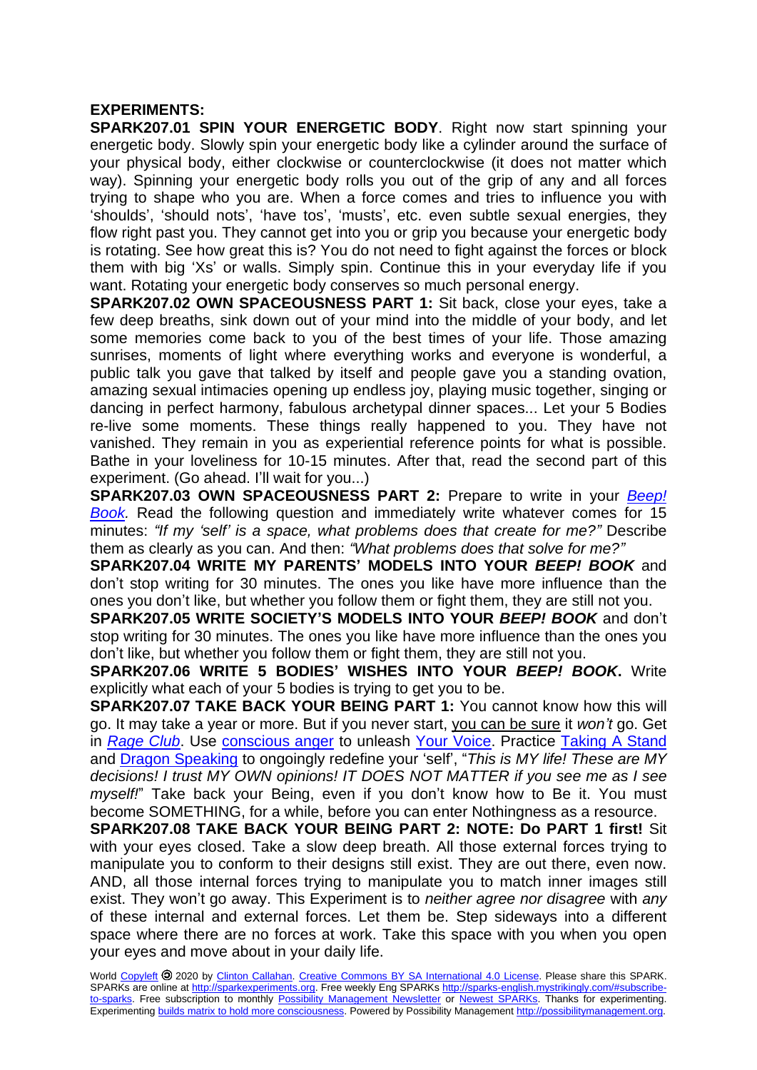**EXPERIMENTS:**

**SPARK207.01 SPIN YOUR ENERGETIC BODY**. Right now start spinning your energetic body. Slowly spin your energetic body like a cylinder around the surface of your physical body, either clockwise or counterclockwise (it does not matter which way). Spinning your energetic body rolls you out of the grip of any and all forces trying to shape who you are. When a force comes and tries to influence you with 'shoulds', 'should nots', 'have tos', 'musts', etc. even subtle sexual energies, they flow right past you. They cannot get into you or grip you because your energetic body is rotating. See how great this is? You do not need to fight against the forces or block them with big 'Xs' or walls. Simply spin. Continue this in your everyday life if you want. Rotating your energetic body conserves so much personal energy.

**SPARK207.02 OWN SPACEOUSNESS PART 1:** Sit back, close your eyes, take a few deep breaths, sink down out of your mind into the middle of your body, and let some memories come back to you of the best times of your life. Those amazing sunrises, moments of light where everything works and everyone is wonderful, a public talk you gave that talked by itself and people gave you a standing ovation, amazing sexual intimacies opening up endless joy, playing music together, singing or dancing in perfect harmony, fabulous archetypal dinner spaces... Let your 5 Bodies re-live some moments. These things really happened to you. They have not vanished. They remain in you as experiential reference points for what is possible. Bathe in your loveliness for 10-15 minutes. After that, read the second part of this experiment. (Go ahead. I'll wait for you...)

**SPARK207.03 OWN SPACEOUSNESS PART 2:** Prepare to write in your *Beep! Book*. Read the following question and immediately write whatever comes for 15 minutes: *"If my 'self' is a space, what problems does that create for me?"* Describe them as clearly as you can. And then: *"What problems does that solve for me?"*

**SPARK207.04 WRITE MY PARENTS' MODELS INTO YOUR *BEEP! BOOK*** and don't stop writing for 30 minutes. The ones you like have more influence than the ones you don't like, but whether you follow them or fight them, they are still not you.

**SPARK207.05 WRITE SOCIETY'S MODELS INTO YOUR *BEEP! BOOK*** and don't stop writing for 30 minutes. The ones you like have more influence than the ones you don't like, but whether you follow them or fight them, they are still not you.

**SPARK207.06 WRITE 5 BODIES' WISHES INTO YOUR *BEEP! BOOK*.** Write explicitly what each of your 5 bodies is trying to get you to be.

**SPARK207.07 TAKE BACK YOUR BEING PART 1:** You cannot know how this will go. It may take a year or more. But if you never start, you can be sure it *won't* go. Get in *Rage Club*. Use conscious anger to unleash Your Voice. Practice Taking A Stand and Dragon Speaking to ongoingly redefine your 'self', "*This is MY life! These are MY decisions! I trust MY OWN opinions! IT DOES NOT MATTER if you see me as I see myself!*" Take back your Being, even if you don't know how to Be it. You must become SOMETHING, for a while, before you can enter Nothingness as a resource.

**SPARK207.08 TAKE BACK YOUR BEING PART 2: NOTE: Do PART 1 first!** Sit with your eyes closed. Take a slow deep breath. All those external forces trying to manipulate you to conform to their designs still exist. They are out there, even now. AND, all those internal forces trying to manipulate you to match inner images still exist. They won't go away. This Experiment is to *neither agree nor disagree* with *any* of these internal and external forces. Let them be. Step sideways into a different space where there are no forces at work. Take this space with you when you open your eyes and move about in your daily life.

World Copyleft 🄯 2020 by Clinton Callahan. Creative Commons BY SA International 4.0 License. Please share this SPARK. SPARKs are online at http://sparkexperiments.org. Free weekly Eng SPARKs http://sparks-english.mystrikingly.com/#subscribe-to-sparks. Free subscription to monthly Possibility Management Newsletter or Newest SPARKs. Thanks for experimenting. Experimenting builds matrix to hold more consciousness. Powered by Possibility Management http://possibilitymanagement.org.